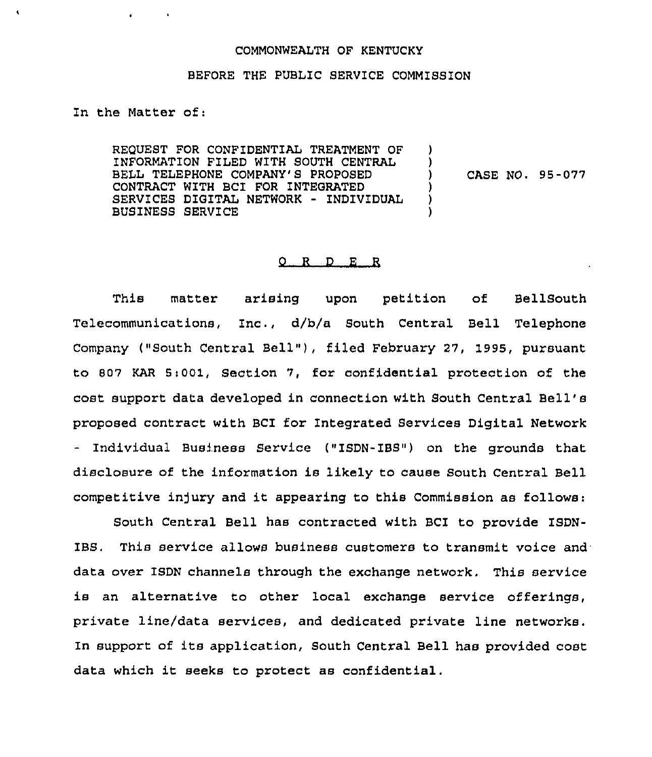COMMONWEALTH OF KENTUCKY

BEFORE THE PUBLIC SERVICE COMMISSION

In the Matter of:

REQUEST FOR CONFIDENTIAL TREATMENT OF INFORMATION FILED WITH SOUTH CENTRAL BELL TELEPHONE COMPANY'S PROPOSED CONTRACT WITH BCI FOR INTEGRATED SERVICES DIGITAL NETWORK - INDIVIDUAL BUSINESS SERVICE ) CASE NO. 95-077

O R D E R

This matter arising upon petition of BellSouth Telecommunications, Inc., d/b/a South Central Bell Telephone Company ("South Central Bell"), filed February 27, 1995, pursuant to 807 KAR 5:001, Section 7, for confidential protection of the cost support data developed in connection with South Central Bell's proposed contract with BCI for Integrated Services Digital Network - Individual Business Service ("ISDN-IBS") on the grounds that disclosure of the information is likely to cause South Central Bell competitive injury and it appearing to this Commission as follows:

South Central Bell has contracted with BCI to provide ISDN-IBS. This service allows business customers to transmit voice and data over ISDN channels through the exchange network. This service is an alternative to other local exchange service offerings, private line/data services, and dedicated private line networks. In support of its application, South Central Bell has provided cost data which it seeks to protect as confidential.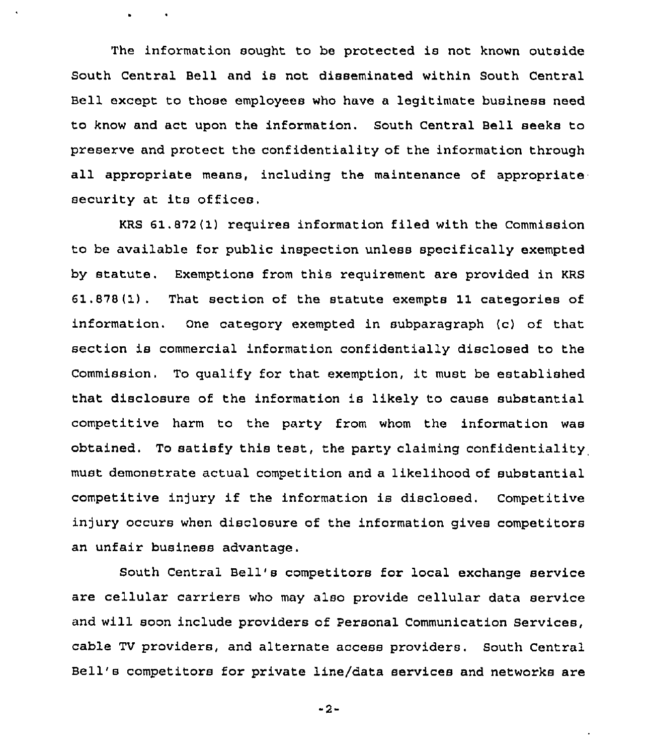The information sought to be protected is not known outside South Central Bell and is not disseminated within South Central Bell except to those employees who have a legitimate business need to know and act upon the information. South Central Bell seeks to preserve and protect the confidentiality of the information through all appropriate means, including the maintenance of appropriate security at its offices.

KRS 61.872(1) requires information filed with the Commission to be available for public inspection unless specifically exempted by statute. Exemptions from this requirement are provided in KRS 61.878(1). That section of the statute exempts 11 categories of information. One category exempted in subparagraph (c) of that section is commercial information confidentially disclosed to the Commission. To qualify for that exemption, it must be established that disclosure of the information is likely to cause substantial competitive harm to the party from whom the information was obtained. To satisfy this test, the party claiming confidentiality must demonstrate actual competition and a likelihood of substantial competitive injury if the information is disclosed. Competitive injury occurs when disclosure of the information gives competitors an unfair business advantage.

South Central Bell's competitors for local exchange service are cellular carriers who may also provide cellular data service and will soon include providers of Personal Communication Services, cable TV providers, and alternate access providers. South Central Bell's competitors for private line/data services and networks are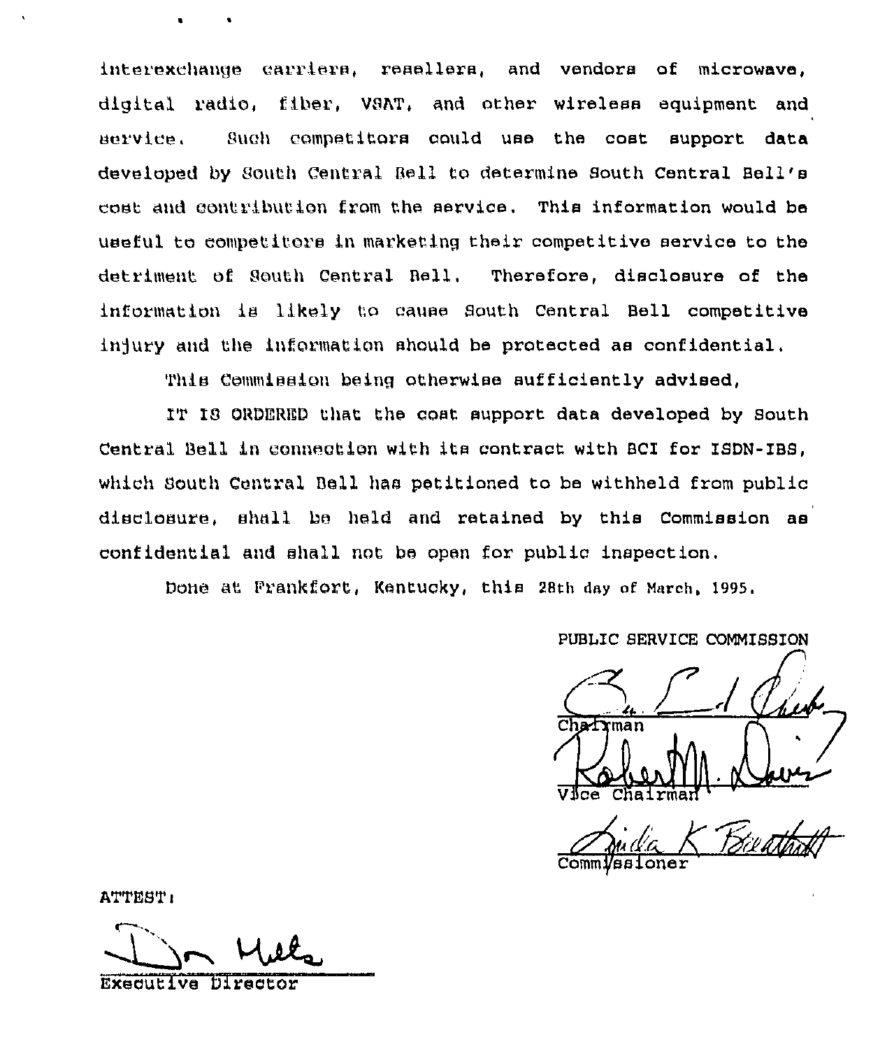interexchange carriers, resellers, and vendors of microwave, digital radio, fiber, VSAT, and other wireless equipment and service. Such competitors could use the cost support data developed by South Central Bell to determine South Central Bell's cost and contribution from the service. This information would be useful to competitors in marketing their competitive service to the detriment of South Central Bell. Therefore, disclosure of the information is likely to cause South Central Bell competitive injury and the information should be protected as confidential.

This Commission being otherwise sufficiently advised,

IT IS ORDERED that the cost support data developed by South Central Bell in connection with its contract with BCI for ISDN-IBS, which South Central Bell has petitioned to be withheld from public disclosure, shall be held and retained by this Commission as confidential and shall not be open for public inspection.

Done at Frankfort, Kentucky, this 28th day of March, 1995.

PUBLIC SERVICE COMMISSION

Chairman

Vice Chairman

Commissioner

ATTEST:

Executive Director